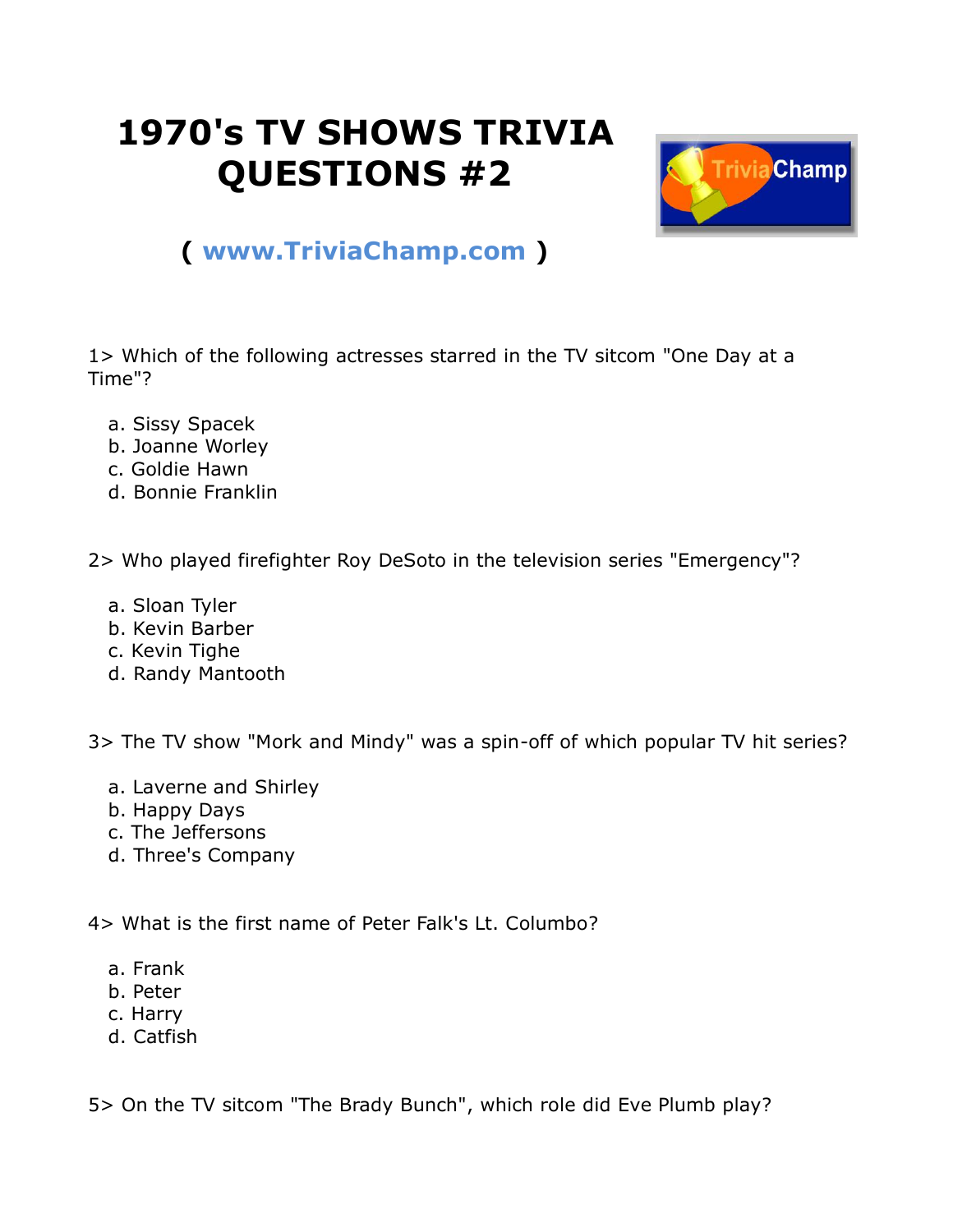# 1970's TV SHOWS TRIVIA QUESTIONS #2

( www.TriviaChamp.com )

1> Which of the following actresses starred in the TV sitcom "One Day at a Time"?

a. Sissy Spacek
b. Joanne Worley
c. Goldie Hawn
d. Bonnie Franklin

2> Who played firefighter Roy DeSoto in the television series "Emergency"?

a. Sloan Tyler
b. Kevin Barber
c. Kevin Tighe
d. Randy Mantooth

3> The TV show "Mork and Mindy" was a spin-off of which popular TV hit series?

a. Laverne and Shirley
b. Happy Days
c. The Jeffersons
d. Three's Company

4> What is the first name of Peter Falk's Lt. Columbo?

a. Frank
b. Peter
c. Harry
d. Catfish

5> On the TV sitcom "The Brady Bunch", which role did Eve Plumb play?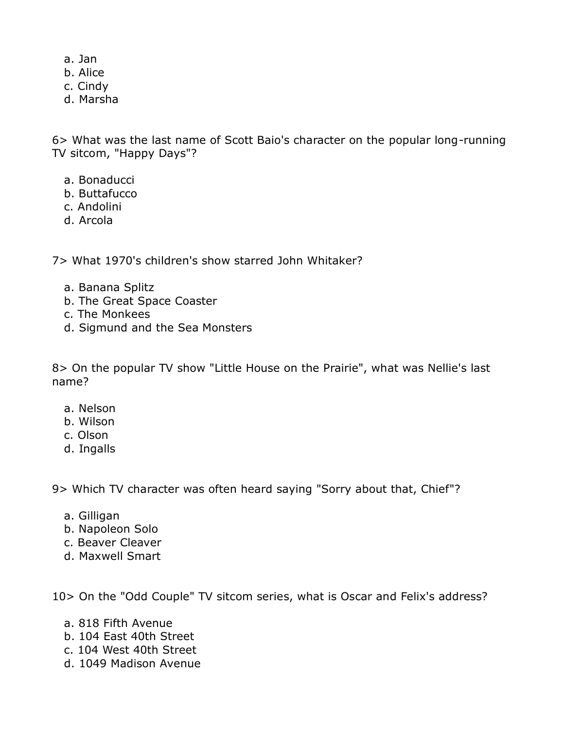a. Jan
b. Alice
c. Cindy
d. Marsha

6> What was the last name of Scott Baio's character on the popular long-running TV sitcom, "Happy Days"?

a. Bonaducci
b. Buttafucco
c. Andolini
d. Arcola

7> What 1970's children's show starred John Whitaker?

a. Banana Splitz
b. The Great Space Coaster
c. The Monkees
d. Sigmund and the Sea Monsters

8> On the popular TV show "Little House on the Prairie", what was Nellie's last name?

a. Nelson
b. Wilson
c. Olson
d. Ingalls

9> Which TV character was often heard saying "Sorry about that, Chief"?

a. Gilligan
b. Napoleon Solo
c. Beaver Cleaver
d. Maxwell Smart

10> On the "Odd Couple" TV sitcom series, what is Oscar and Felix's address?

a. 818 Fifth Avenue
b. 104 East 40th Street
c. 104 West 40th Street
d. 1049 Madison Avenue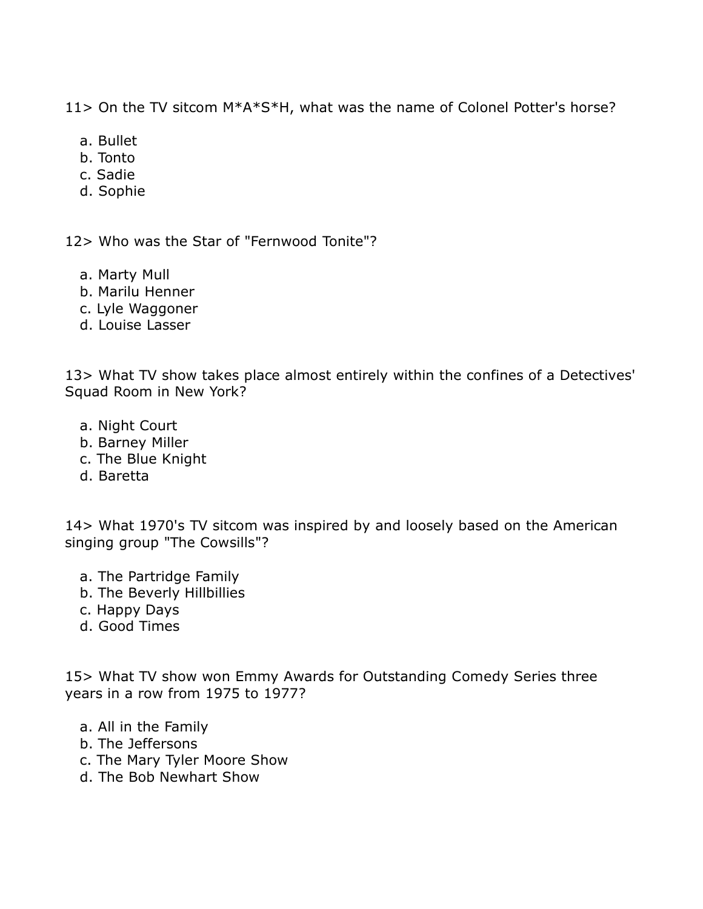11> On the TV sitcom M*A*S*H, what was the name of Colonel Potter's horse?

a. Bullet
b. Tonto
c. Sadie
d. Sophie

12> Who was the Star of "Fernwood Tonite"?

a. Marty Mull
b. Marilu Henner
c. Lyle Waggoner
d. Louise Lasser

13> What TV show takes place almost entirely within the confines of a Detectives' Squad Room in New York?

a. Night Court
b. Barney Miller
c. The Blue Knight
d. Baretta

14> What 1970's TV sitcom was inspired by and loosely based on the American singing group "The Cowsills"?

a. The Partridge Family
b. The Beverly Hillbillies
c. Happy Days
d. Good Times

15> What TV show won Emmy Awards for Outstanding Comedy Series three years in a row from 1975 to 1977?

a. All in the Family
b. The Jeffersons
c. The Mary Tyler Moore Show
d. The Bob Newhart Show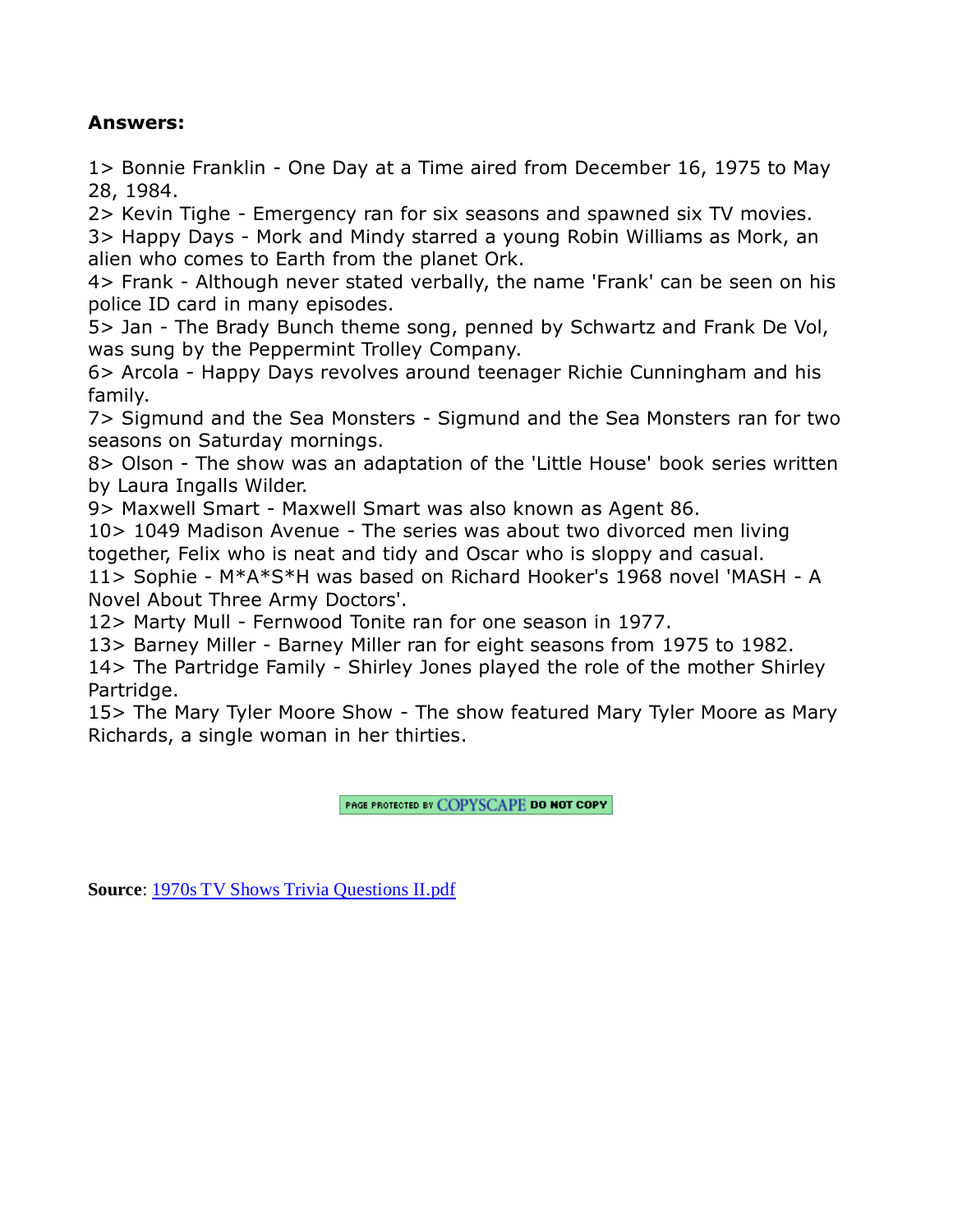**Answers:**

1> Bonnie Franklin - One Day at a Time aired from December 16, 1975 to May 28, 1984.
2> Kevin Tighe - Emergency ran for six seasons and spawned six TV movies.
3> Happy Days - Mork and Mindy starred a young Robin Williams as Mork, an alien who comes to Earth from the planet Ork.
4> Frank - Although never stated verbally, the name 'Frank' can be seen on his police ID card in many episodes.
5> Jan - The Brady Bunch theme song, penned by Schwartz and Frank De Vol, was sung by the Peppermint Trolley Company.
6> Arcola - Happy Days revolves around teenager Richie Cunningham and his family.
7> Sigmund and the Sea Monsters - Sigmund and the Sea Monsters ran for two seasons on Saturday mornings.
8> Olson - The show was an adaptation of the 'Little House' book series written by Laura Ingalls Wilder.
9> Maxwell Smart - Maxwell Smart was also known as Agent 86.
10> 1049 Madison Avenue - The series was about two divorced men living together, Felix who is neat and tidy and Oscar who is sloppy and casual.
11> Sophie - M*A*S*H was based on Richard Hooker's 1968 novel 'MASH - A Novel About Three Army Doctors'.
12> Marty Mull - Fernwood Tonite ran for one season in 1977.
13> Barney Miller - Barney Miller ran for eight seasons from 1975 to 1982.
14> The Partridge Family - Shirley Jones played the role of the mother Shirley Partridge.
15> The Mary Tyler Moore Show - The show featured Mary Tyler Moore as Mary Richards, a single woman in her thirties.

PAGE PROTECTED BY COPYSCAPE DO NOT COPY

**Source**: [1970s TV Shows Trivia Questions II.pdf]